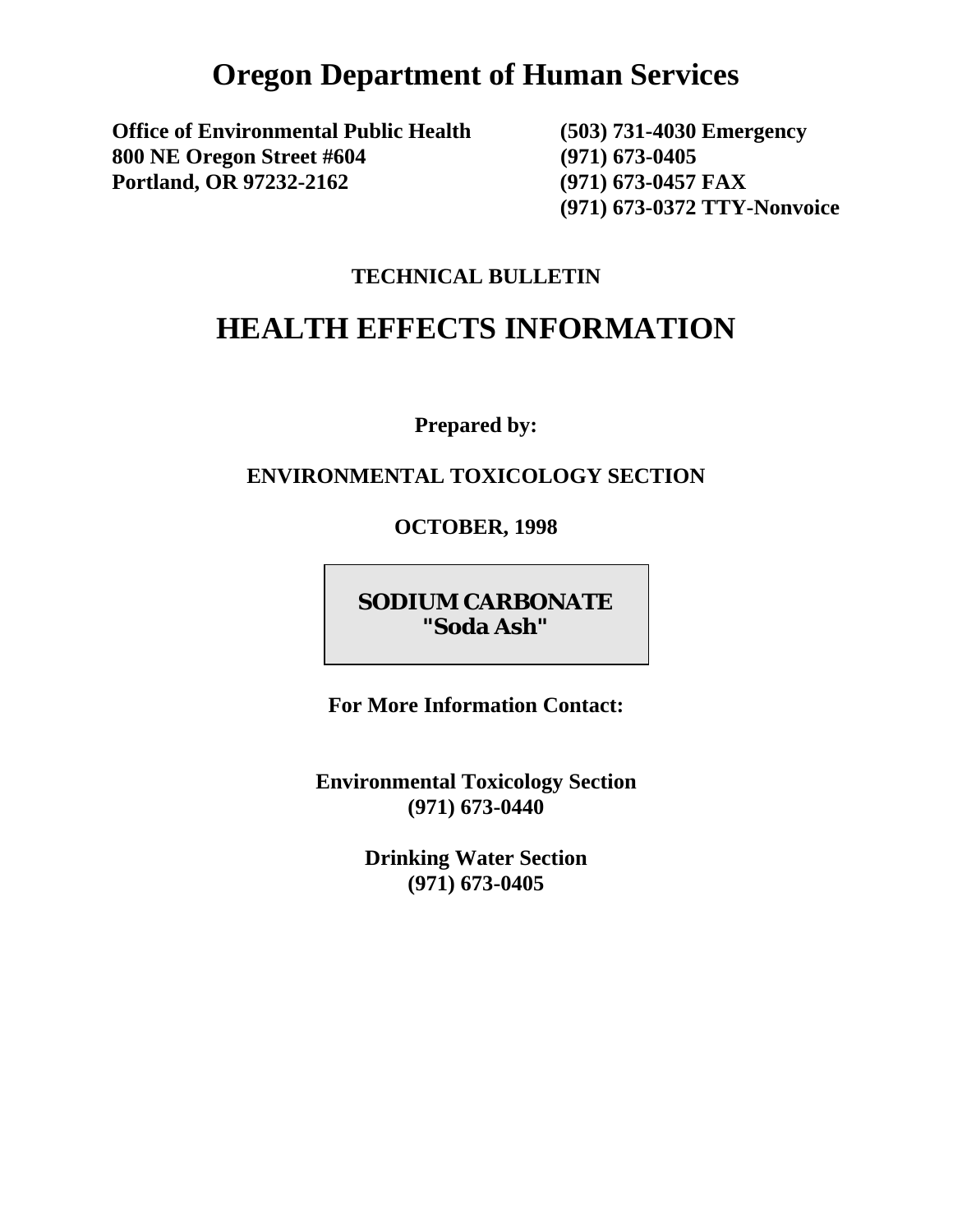# Oregon Department of Human Services

**Office of Environmental Public Health**
**800 NE Oregon Street #604**
**Portland, OR 97232-2162**

**(503) 731-4030 Emergency**
**(971) 673-0405**
**(971) 673-0457 FAX**
**(971) 673-0372 TTY-Nonvoice**

**TECHNICAL BULLETIN**

# HEALTH EFFECTS INFORMATION

**Prepared by:**

**ENVIRONMENTAL TOXICOLOGY SECTION**

**OCTOBER, 1998**

## SODIUM CARBONATE
## "Soda Ash"

**For More Information Contact:**

**Environmental Toxicology Section**
**(971) 673-0440**

**Drinking Water Section**
**(971) 673-0405**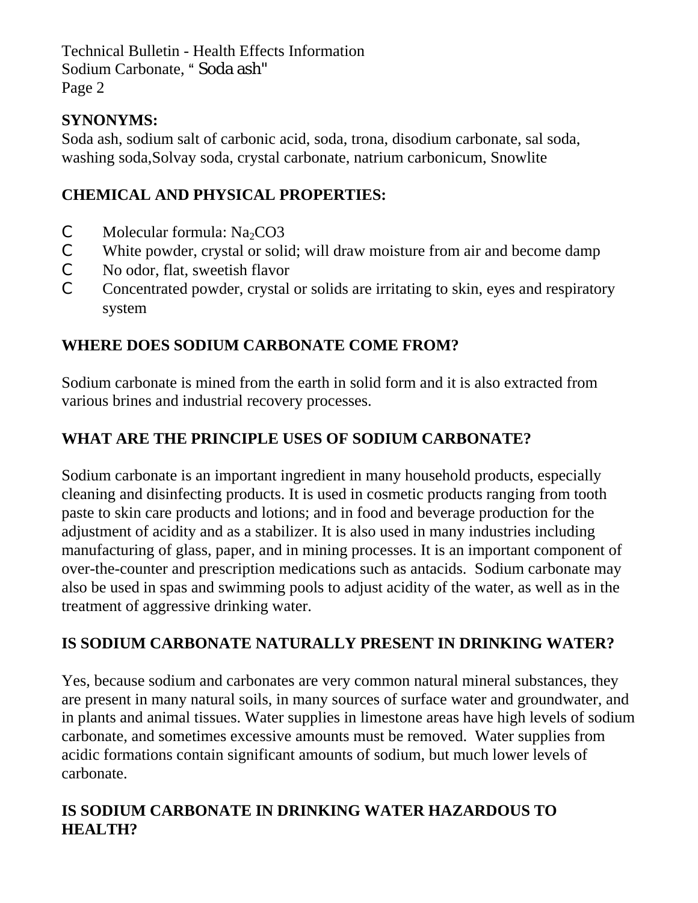**SYNONYMS:**
Soda ash, sodium salt of carbonic acid, soda, trona, disodium carbonate, sal soda, washing soda,Solvay soda, crystal carbonate, natrium carbonicum, Snowlite

**CHEMICAL AND PHYSICAL PROPERTIES:**

- Molecular formula: $Na_2CO3$
- White powder, crystal or solid; will draw moisture from air and become damp
- No odor, flat, sweetish flavor
- Concentrated powder, crystal or solids are irritating to skin, eyes and respiratory system

**WHERE DOES SODIUM CARBONATE COME FROM?**

Sodium carbonate is mined from the earth in solid form and it is also extracted from various brines and industrial recovery processes.

**WHAT ARE THE PRINCIPLE USES OF SODIUM CARBONATE?**

Sodium carbonate is an important ingredient in many household products, especially cleaning and disinfecting products. It is used in cosmetic products ranging from tooth paste to skin care products and lotions; and in food and beverage production for the adjustment of acidity and as a stabilizer. It is also used in many industries including manufacturing of glass, paper, and in mining processes. It is an important component of over-the-counter and prescription medications such as antacids. Sodium carbonate may also be used in spas and swimming pools to adjust acidity of the water, as well as in the treatment of aggressive drinking water.

**IS SODIUM CARBONATE NATURALLY PRESENT IN DRINKING WATER?**

Yes, because sodium and carbonates are very common natural mineral substances, they are present in many natural soils, in many sources of surface water and groundwater, and in plants and animal tissues. Water supplies in limestone areas have high levels of sodium carbonate, and sometimes excessive amounts must be removed. Water supplies from acidic formations contain significant amounts of sodium, but much lower levels of carbonate.

**IS SODIUM CARBONATE IN DRINKING WATER HAZARDOUS TO HEALTH?**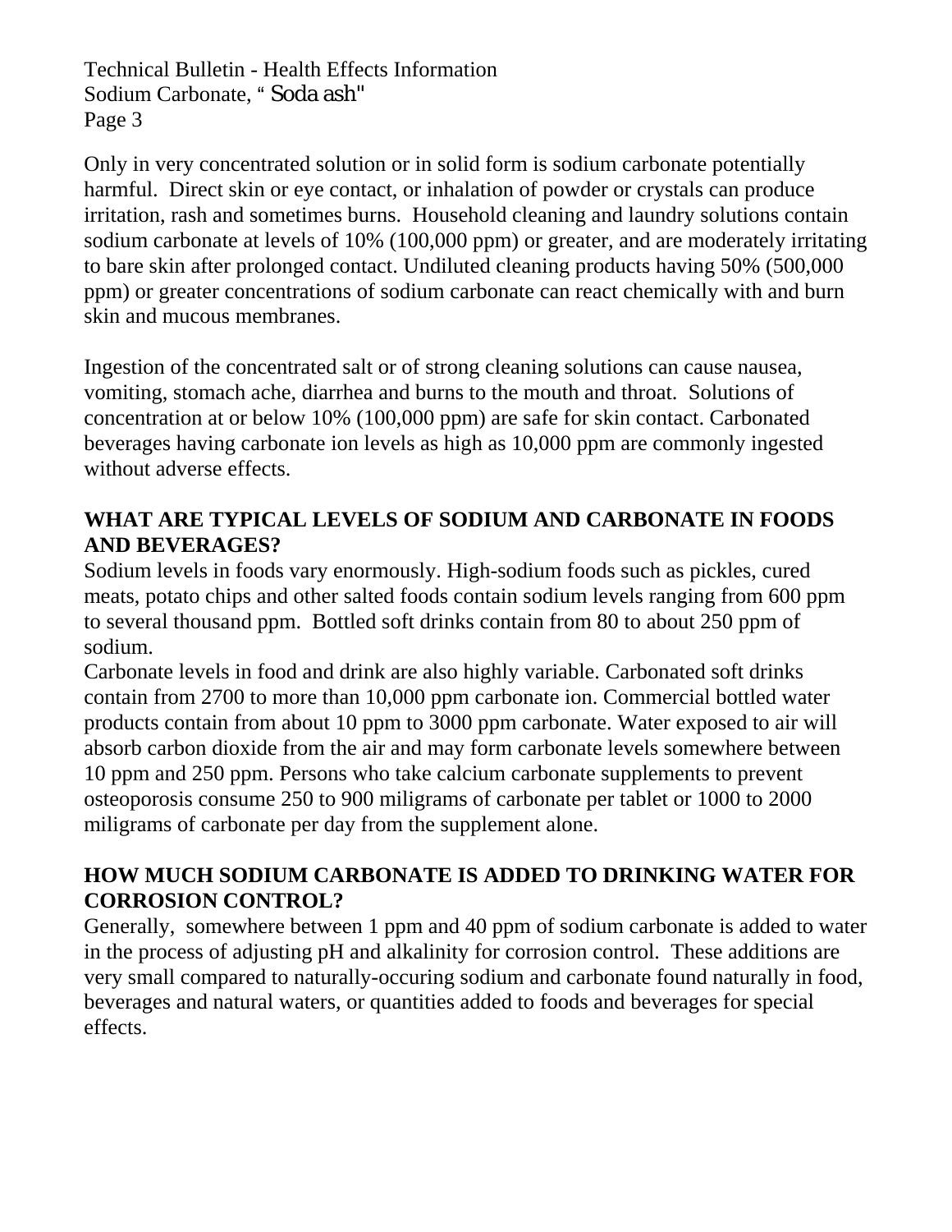Only in very concentrated solution or in solid form is sodium carbonate potentially harmful. Direct skin or eye contact, or inhalation of powder or crystals can produce irritation, rash and sometimes burns. Household cleaning and laundry solutions contain sodium carbonate at levels of 10% (100,000 ppm) or greater, and are moderately irritating to bare skin after prolonged contact. Undiluted cleaning products having 50% (500,000 ppm) or greater concentrations of sodium carbonate can react chemically with and burn skin and mucous membranes.

Ingestion of the concentrated salt or of strong cleaning solutions can cause nausea, vomiting, stomach ache, diarrhea and burns to the mouth and throat. Solutions of concentration at or below 10% (100,000 ppm) are safe for skin contact. Carbonated beverages having carbonate ion levels as high as 10,000 ppm are commonly ingested without adverse effects.

## WHAT ARE TYPICAL LEVELS OF SODIUM AND CARBONATE IN FOODS AND BEVERAGES?

Sodium levels in foods vary enormously. High-sodium foods such as pickles, cured meats, potato chips and other salted foods contain sodium levels ranging from 600 ppm to several thousand ppm. Bottled soft drinks contain from 80 to about 250 ppm of sodium.

Carbonate levels in food and drink are also highly variable. Carbonated soft drinks contain from 2700 to more than 10,000 ppm carbonate ion. Commercial bottled water products contain from about 10 ppm to 3000 ppm carbonate. Water exposed to air will absorb carbon dioxide from the air and may form carbonate levels somewhere between 10 ppm and 250 ppm. Persons who take calcium carbonate supplements to prevent osteoporosis consume 250 to 900 miligrams of carbonate per tablet or 1000 to 2000 miligrams of carbonate per day from the supplement alone.

## HOW MUCH SODIUM CARBONATE IS ADDED TO DRINKING WATER FOR CORROSION CONTROL?

Generally, somewhere between 1 ppm and 40 ppm of sodium carbonate is added to water in the process of adjusting pH and alkalinity for corrosion control. These additions are very small compared to naturally-occuring sodium and carbonate found naturally in food, beverages and natural waters, or quantities added to foods and beverages for special effects.